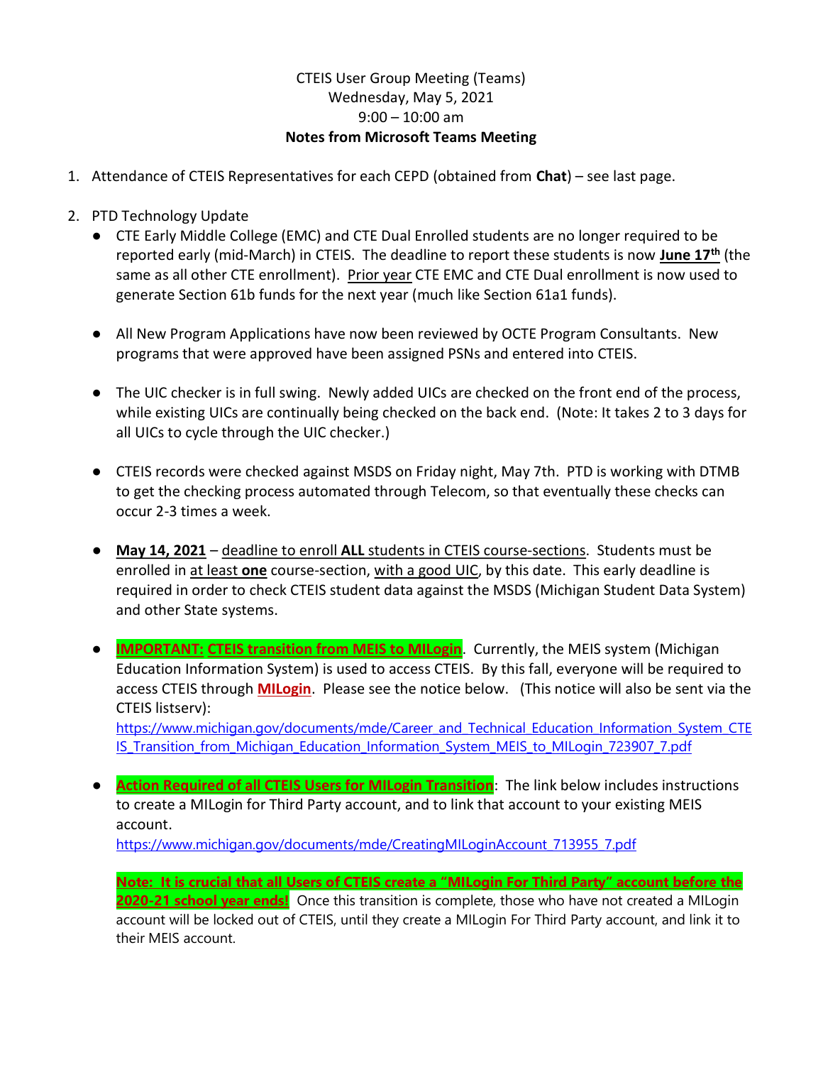CTEIS User Group Meeting (Teams)
Wednesday, May 5, 2021
9:00 – 10:00 am
**Notes from Microsoft Teams Meeting**

1. Attendance of CTEIS Representatives for each CEPD (obtained from **Chat**) – see last page.

2. PTD Technology Update
   - CTE Early Middle College (EMC) and CTE Dual Enrolled students are no longer required to be reported early (mid-March) in CTEIS. The deadline to report these students is now **June 17th** (the same as all other CTE enrollment). Prior year CTE EMC and CTE Dual enrollment is now used to generate Section 61b funds for the next year (much like Section 61a1 funds).

   - All New Program Applications have now been reviewed by OCTE Program Consultants. New programs that were approved have been assigned PSNs and entered into CTEIS.

   - The UIC checker is in full swing. Newly added UICs are checked on the front end of the process, while existing UICs are continually being checked on the back end. (Note: It takes 2 to 3 days for all UICs to cycle through the UIC checker.)

   - CTEIS records were checked against MSDS on Friday night, May 7th. PTD is working with DTMB to get the checking process automated through Telecom, so that eventually these checks can occur 2-3 times a week.

   - **May 14, 2021** – deadline to enroll **ALL** students in CTEIS course-sections. Students must be enrolled in at least **one** course-section, with a good UIC, by this date. This early deadline is required in order to check CTEIS student data against the MSDS (Michigan Student Data System) and other State systems.

   - **IMPORTANT: CTEIS transition from MEIS to MILogin**. Currently, the MEIS system (Michigan Education Information System) is used to access CTEIS. By this fall, everyone will be required to access CTEIS through **MILogin**. Please see the notice below. (This notice will also be sent via the CTEIS listserv):
     https://www.michigan.gov/documents/mde/Career_and_Technical_Education_Information_System_CTEIS_Transition_from_Michigan_Education_Information_System_MEIS_to_MILogin_723907_7.pdf

   - **Action Required of all CTEIS Users for MILogin Transition**: The link below includes instructions to create a MILogin for Third Party account, and to link that account to your existing MEIS account.
     https://www.michigan.gov/documents/mde/CreatingMILoginAccount_713955_7.pdf

     **Note: It is crucial that all Users of CTEIS create a "MILogin For Third Party" account before the 2020-21 school year ends!** Once this transition is complete, those who have not created a MILogin account will be locked out of CTEIS, until they create a MILogin For Third Party account, and link it to their MEIS account.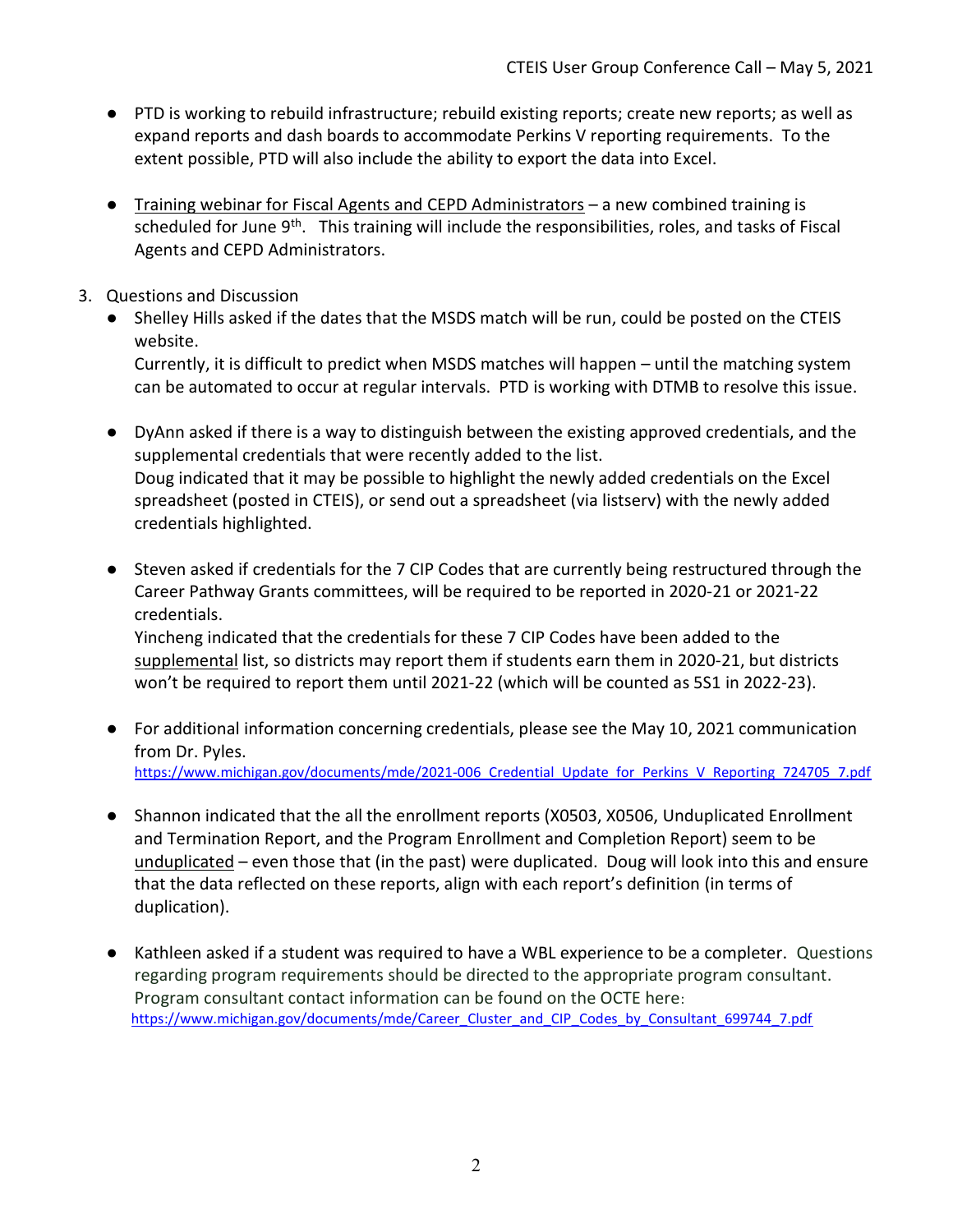- PTD is working to rebuild infrastructure; rebuild existing reports; create new reports; as well as expand reports and dash boards to accommodate Perkins V reporting requirements. To the extent possible, PTD will also include the ability to export the data into Excel.

- Training webinar for Fiscal Agents and CEPD Administrators – a new combined training is scheduled for June 9th. This training will include the responsibilities, roles, and tasks of Fiscal Agents and CEPD Administrators.

3. Questions and Discussion
   - Shelley Hills asked if the dates that the MSDS match will be run, could be posted on the CTEIS website.
     Currently, it is difficult to predict when MSDS matches will happen – until the matching system can be automated to occur at regular intervals. PTD is working with DTMB to resolve this issue.

   - DyAnn asked if there is a way to distinguish between the existing approved credentials, and the supplemental credentials that were recently added to the list.
     Doug indicated that it may be possible to highlight the newly added credentials on the Excel spreadsheet (posted in CTEIS), or send out a spreadsheet (via listserv) with the newly added credentials highlighted.

   - Steven asked if credentials for the 7 CIP Codes that are currently being restructured through the Career Pathway Grants committees, will be required to be reported in 2020-21 or 2021-22 credentials.
     Yincheng indicated that the credentials for these 7 CIP Codes have been added to the supplemental list, so districts may report them if students earn them in 2020-21, but districts won't be required to report them until 2021-22 (which will be counted as 5S1 in 2022-23).

   - For additional information concerning credentials, please see the May 10, 2021 communication from Dr. Pyles.
     https://www.michigan.gov/documents/mde/2021-006_Credential_Update_for_Perkins_V_Reporting_724705_7.pdf

   - Shannon indicated that the all the enrollment reports (X0503, X0506, Unduplicated Enrollment and Termination Report, and the Program Enrollment and Completion Report) seem to be unduplicated – even those that (in the past) were duplicated. Doug will look into this and ensure that the data reflected on these reports, align with each report's definition (in terms of duplication).

   - Kathleen asked if a student was required to have a WBL experience to be a completer. Questions regarding program requirements should be directed to the appropriate program consultant. Program consultant contact information can be found on the OCTE here:
     https://www.michigan.gov/documents/mde/Career_Cluster_and_CIP_Codes_by_Consultant_699744_7.pdf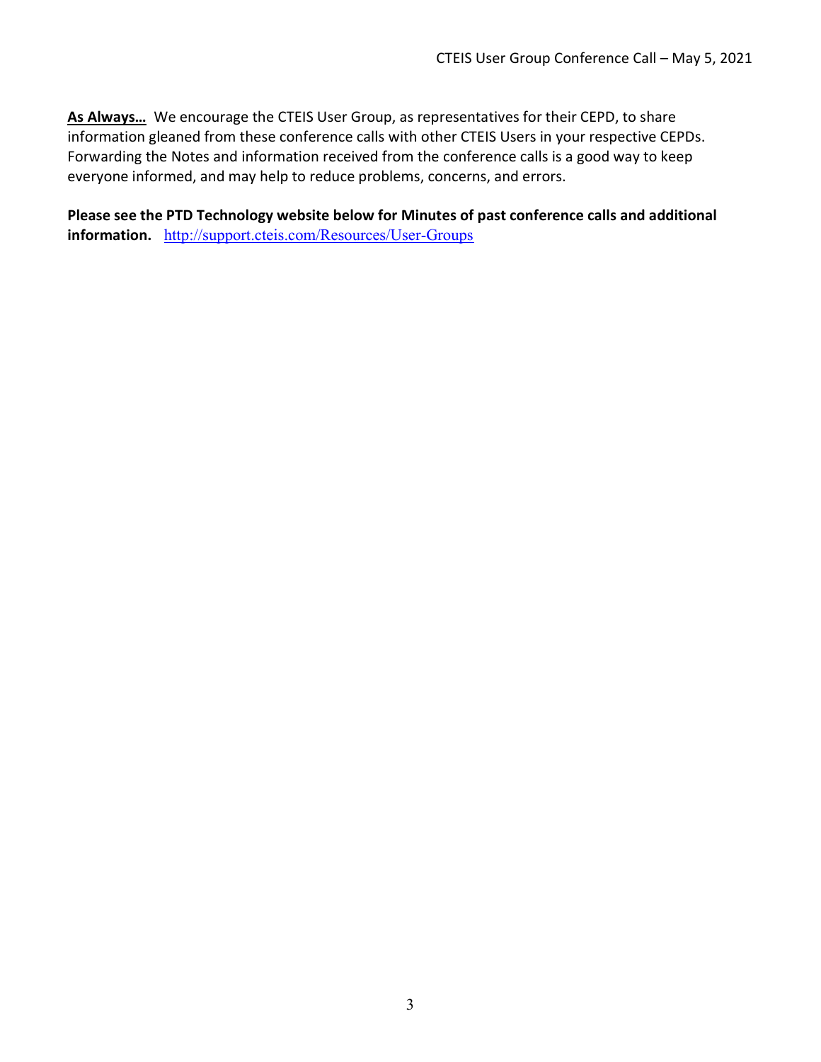**As Always…** We encourage the CTEIS User Group, as representatives for their CEPD, to share information gleaned from these conference calls with other CTEIS Users in your respective CEPDs. Forwarding the Notes and information received from the conference calls is a good way to keep everyone informed, and may help to reduce problems, concerns, and errors.

**Please see the PTD Technology website below for Minutes of past conference calls and additional information.** http://support.cteis.com/Resources/User-Groups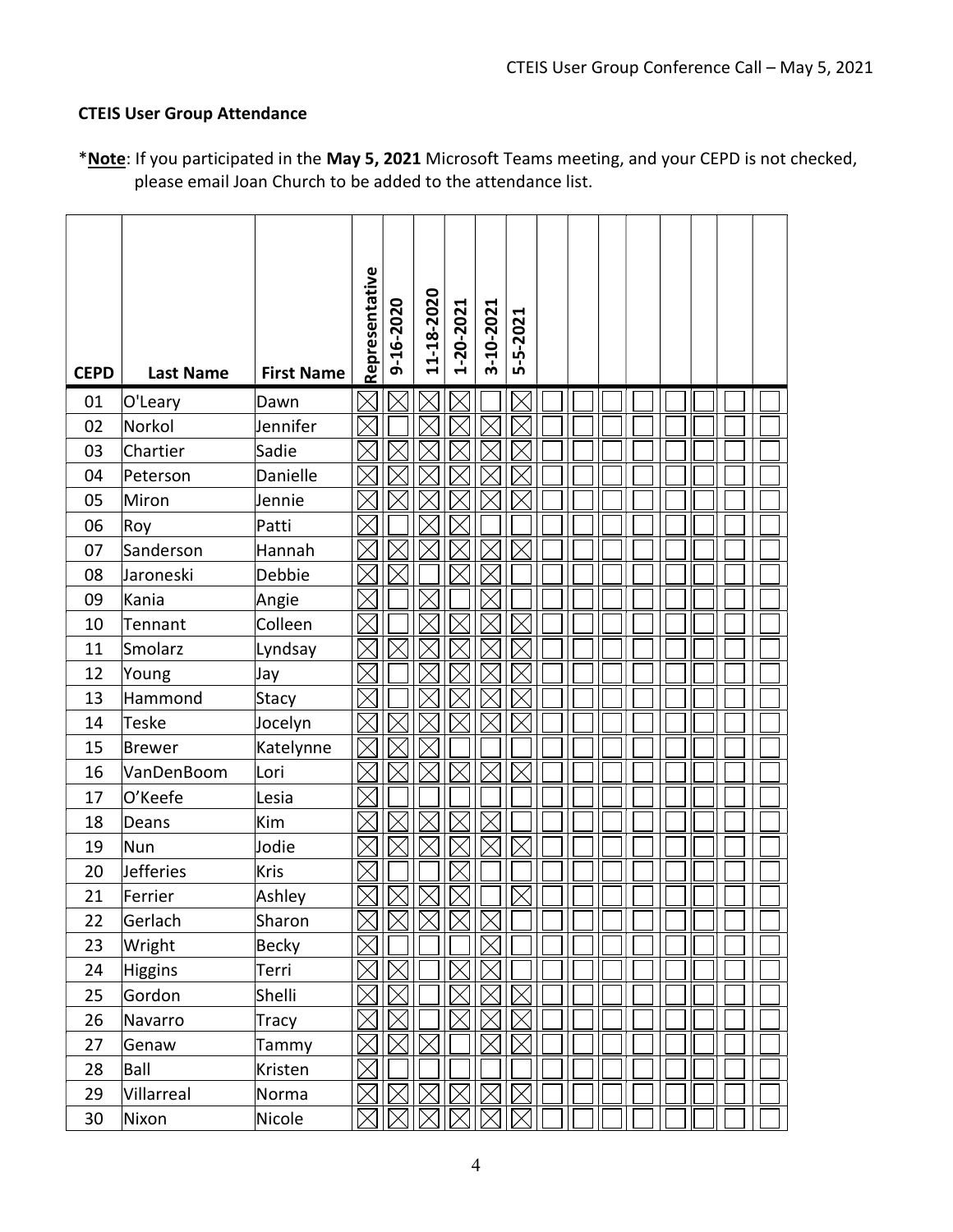**CTEIS User Group Attendance**

*__Note__: If you participated in the **May 5, 2021** Microsoft Teams meeting, and your CEPD is not checked, please email Joan Church to be added to the attendance list.

| CEPD | Last Name | First Name | Representative | 9-16-2020 | 11-18-2020 | 1-20-2021 | 3-10-2021 | 5-5-2021 | | | | | | | | |
|---|---|---|---|---|---|---|---|---|---|---|---|---|---|---|---|---|
| 01 | O'Leary | Dawn | ☒ | ☒ | ☒ | ☒ | ☐ | ☒ | ☐ | ☐ | ☐ | ☐ | ☐ | ☐ | ☐ | ☐ |
| 02 | Norkol | Jennifer | ☒ | ☐ | ☒ | ☒ | ☒ | ☒ | ☐ | ☐ | ☐ | ☐ | ☐ | ☐ | ☐ | ☐ |
| 03 | Chartier | Sadie | ☒ | ☒ | ☒ | ☒ | ☒ | ☒ | ☐ | ☐ | ☐ | ☐ | ☐ | ☐ | ☐ | ☐ |
| 04 | Peterson | Danielle | ☒ | ☒ | ☒ | ☒ | ☒ | ☒ | ☐ | ☐ | ☐ | ☐ | ☐ | ☐ | ☐ | ☐ |
| 05 | Miron | Jennie | ☒ | ☒ | ☒ | ☒ | ☒ | ☒ | ☐ | ☐ | ☐ | ☐ | ☐ | ☐ | ☐ | ☐ |
| 06 | Roy | Patti | ☒ | ☐ | ☒ | ☒ | ☐ | ☐ | ☐ | ☐ | ☐ | ☐ | ☐ | ☐ | ☐ | ☐ |
| 07 | Sanderson | Hannah | ☒ | ☒ | ☒ | ☒ | ☒ | ☒ | ☐ | ☐ | ☐ | ☐ | ☐ | ☐ | ☐ | ☐ |
| 08 | Jaroneski | Debbie | ☒ | ☒ | ☐ | ☒ | ☒ | ☐ | ☐ | ☐ | ☐ | ☐ | ☐ | ☐ | ☐ | ☐ |
| 09 | Kania | Angie | ☒ | ☐ | ☒ | ☐ | ☒ | ☐ | ☐ | ☐ | ☐ | ☐ | ☐ | ☐ | ☐ | ☐ |
| 10 | Tennant | Colleen | ☒ | ☐ | ☒ | ☒ | ☒ | ☒ | ☐ | ☐ | ☐ | ☐ | ☐ | ☐ | ☐ | ☐ |
| 11 | Smolarz | Lyndsay | ☒ | ☒ | ☒ | ☒ | ☒ | ☒ | ☐ | ☐ | ☐ | ☐ | ☐ | ☐ | ☐ | ☐ |
| 12 | Young | Jay | ☒ | ☐ | ☒ | ☒ | ☒ | ☒ | ☐ | ☐ | ☐ | ☐ | ☐ | ☐ | ☐ | ☐ |
| 13 | Hammond | Stacy | ☒ | ☐ | ☒ | ☒ | ☒ | ☒ | ☐ | ☐ | ☐ | ☐ | ☐ | ☐ | ☐ | ☐ |
| 14 | Teske | Jocelyn | ☒ | ☒ | ☒ | ☒ | ☒ | ☒ | ☐ | ☐ | ☐ | ☐ | ☐ | ☐ | ☐ | ☐ |
| 15 | Brewer | Katelynne | ☒ | ☒ | ☒ | ☐ | ☐ | ☐ | ☐ | ☐ | ☐ | ☐ | ☐ | ☐ | ☐ | ☐ |
| 16 | VanDenBoom | Lori | ☒ | ☒ | ☒ | ☒ | ☒ | ☒ | ☐ | ☐ | ☐ | ☐ | ☐ | ☐ | ☐ | ☐ |
| 17 | O'Keefe | Lesia | ☒ | ☐ | ☐ | ☐ | ☐ | ☐ | ☐ | ☐ | ☐ | ☐ | ☐ | ☐ | ☐ | ☐ |
| 18 | Deans | Kim | ☒ | ☒ | ☒ | ☒ | ☒ | ☐ | ☐ | ☐ | ☐ | ☐ | ☐ | ☐ | ☐ | ☐ |
| 19 | Nun | Jodie | ☒ | ☒ | ☒ | ☒ | ☒ | ☒ | ☐ | ☐ | ☐ | ☐ | ☐ | ☐ | ☐ | ☐ |
| 20 | Jefferies | Kris | ☒ | ☐ | ☐ | ☒ | ☐ | ☐ | ☐ | ☐ | ☐ | ☐ | ☐ | ☐ | ☐ | ☐ |
| 21 | Ferrier | Ashley | ☒ | ☒ | ☒ | ☒ | ☐ | ☒ | ☐ | ☐ | ☐ | ☐ | ☐ | ☐ | ☐ | ☐ |
| 22 | Gerlach | Sharon | ☒ | ☒ | ☒ | ☒ | ☒ | ☐ | ☐ | ☐ | ☐ | ☐ | ☐ | ☐ | ☐ | ☐ |
| 23 | Wright | Becky | ☒ | ☐ | ☐ | ☐ | ☒ | ☐ | ☐ | ☐ | ☐ | ☐ | ☐ | ☐ | ☐ | ☐ |
| 24 | Higgins | Terri | ☒ | ☒ | ☐ | ☒ | ☒ | ☐ | ☐ | ☐ | ☐ | ☐ | ☐ | ☐ | ☐ | ☐ |
| 25 | Gordon | Shelli | ☒ | ☒ | ☐ | ☒ | ☒ | ☒ | ☐ | ☐ | ☐ | ☐ | ☐ | ☐ | ☐ | ☐ |
| 26 | Navarro | Tracy | ☒ | ☒ | ☐ | ☒ | ☒ | ☒ | ☐ | ☐ | ☐ | ☐ | ☐ | ☐ | ☐ | ☐ |
| 27 | Genaw | Tammy | ☒ | ☒ | ☒ | ☐ | ☒ | ☒ | ☐ | ☐ | ☐ | ☐ | ☐ | ☐ | ☐ | ☐ |
| 28 | Ball | Kristen | ☒ | ☐ | ☐ | ☐ | ☐ | ☐ | ☐ | ☐ | ☐ | ☐ | ☐ | ☐ | ☐ | ☐ |
| 29 | Villarreal | Norma | ☒ | ☒ | ☒ | ☒ | ☒ | ☒ | ☐ | ☐ | ☐ | ☐ | ☐ | ☐ | ☐ | ☐ |
| 30 | Nixon | Nicole | ☒ | ☒ | ☒ | ☒ | ☒ | ☒ | ☐ | ☐ | ☐ | ☐ | ☐ | ☐ | ☐ | ☐ |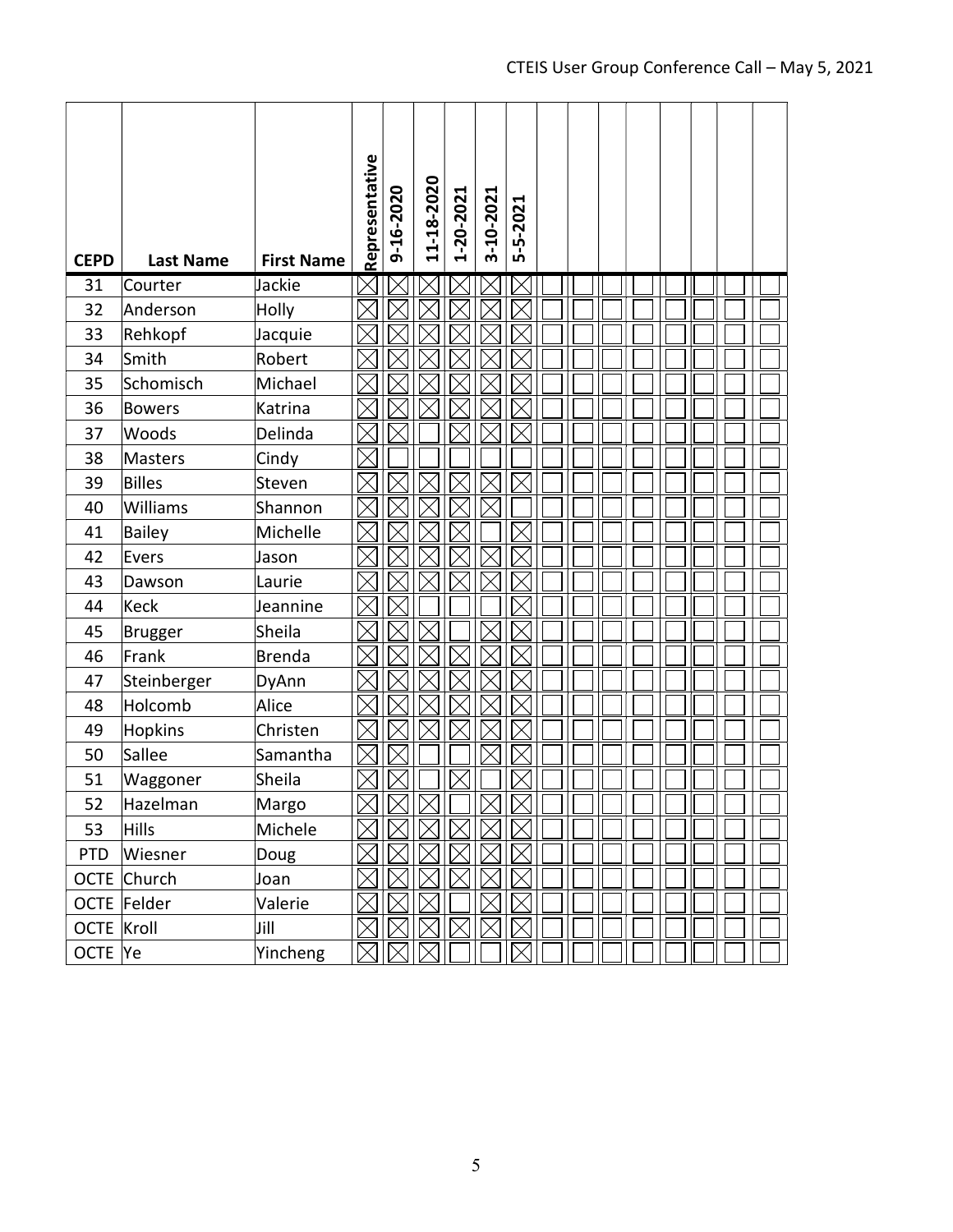| CEPD | Last Name | First Name | Representative | 9-16-2020 | 11-18-2020 | 1-20-2021 | 3-10-2021 | 5-5-2021 | | | | | | | | |
|---|---|---|---|---|---|---|---|---|---|---|---|---|---|---|---|---|
| 31 | Courter | Jackie | ☒ | ☒ | ☒ | ☒ | ☒ | ☒ | ☐ | ☐ | ☐ | ☐ | ☐ | ☐ | ☐ | ☐ |
| 32 | Anderson | Holly | ☒ | ☒ | ☒ | ☒ | ☒ | ☒ | ☐ | ☐ | ☐ | ☐ | ☐ | ☐ | ☐ | ☐ |
| 33 | Rehkopf | Jacquie | ☒ | ☒ | ☒ | ☒ | ☒ | ☒ | ☐ | ☐ | ☐ | ☐ | ☐ | ☐ | ☐ | ☐ |
| 34 | Smith | Robert | ☒ | ☒ | ☒ | ☒ | ☒ | ☒ | ☐ | ☐ | ☐ | ☐ | ☐ | ☐ | ☐ | ☐ |
| 35 | Schomisch | Michael | ☒ | ☒ | ☒ | ☒ | ☒ | ☒ | ☐ | ☐ | ☐ | ☐ | ☐ | ☐ | ☐ | ☐ |
| 36 | Bowers | Katrina | ☒ | ☒ | ☒ | ☒ | ☒ | ☒ | ☐ | ☐ | ☐ | ☐ | ☐ | ☐ | ☐ | ☐ |
| 37 | Woods | Delinda | ☒ | ☒ | ☐ | ☒ | ☒ | ☒ | ☐ | ☐ | ☐ | ☐ | ☐ | ☐ | ☐ | ☐ |
| 38 | Masters | Cindy | ☒ | ☐ | ☐ | ☐ | ☐ | ☐ | ☐ | ☐ | ☐ | ☐ | ☐ | ☐ | ☐ | ☐ |
| 39 | Billes | Steven | ☒ | ☒ | ☒ | ☒ | ☒ | ☒ | ☐ | ☐ | ☐ | ☐ | ☐ | ☐ | ☐ | ☐ |
| 40 | Williams | Shannon | ☒ | ☒ | ☒ | ☒ | ☒ | ☐ | ☐ | ☐ | ☐ | ☐ | ☐ | ☐ | ☐ | ☐ |
| 41 | Bailey | Michelle | ☒ | ☒ | ☒ | ☒ | ☐ | ☒ | ☐ | ☐ | ☐ | ☐ | ☐ | ☐ | ☐ | ☐ |
| 42 | Evers | Jason | ☒ | ☒ | ☒ | ☒ | ☒ | ☒ | ☐ | ☐ | ☐ | ☐ | ☐ | ☐ | ☐ | ☐ |
| 43 | Dawson | Laurie | ☒ | ☒ | ☒ | ☒ | ☒ | ☒ | ☐ | ☐ | ☐ | ☐ | ☐ | ☐ | ☐ | ☐ |
| 44 | Keck | Jeannine | ☒ | ☒ | ☐ | ☐ | ☐ | ☒ | ☐ | ☐ | ☐ | ☐ | ☐ | ☐ | ☐ | ☐ |
| 45 | Brugger | Sheila | ☒ | ☒ | ☒ | ☐ | ☒ | ☒ | ☐ | ☐ | ☐ | ☐ | ☐ | ☐ | ☐ | ☐ |
| 46 | Frank | Brenda | ☒ | ☒ | ☒ | ☒ | ☒ | ☒ | ☐ | ☐ | ☐ | ☐ | ☐ | ☐ | ☐ | ☐ |
| 47 | Steinberger | DyAnn | ☒ | ☒ | ☒ | ☒ | ☒ | ☒ | ☐ | ☐ | ☐ | ☐ | ☐ | ☐ | ☐ | ☐ |
| 48 | Holcomb | Alice | ☒ | ☒ | ☒ | ☒ | ☒ | ☒ | ☐ | ☐ | ☐ | ☐ | ☐ | ☐ | ☐ | ☐ |
| 49 | Hopkins | Christen | ☒ | ☒ | ☒ | ☒ | ☒ | ☒ | ☐ | ☐ | ☐ | ☐ | ☐ | ☐ | ☐ | ☐ |
| 50 | Sallee | Samantha | ☒ | ☒ | ☐ | ☐ | ☒ | ☒ | ☐ | ☐ | ☐ | ☐ | ☐ | ☐ | ☐ | ☐ |
| 51 | Waggoner | Sheila | ☒ | ☒ | ☐ | ☒ | ☐ | ☒ | ☐ | ☐ | ☐ | ☐ | ☐ | ☐ | ☐ | ☐ |
| 52 | Hazelman | Margo | ☒ | ☒ | ☒ | ☐ | ☒ | ☒ | ☐ | ☐ | ☐ | ☐ | ☐ | ☐ | ☐ | ☐ |
| 53 | Hills | Michele | ☒ | ☒ | ☒ | ☒ | ☒ | ☒ | ☐ | ☐ | ☐ | ☐ | ☐ | ☐ | ☐ | ☐ |
| PTD | Wiesner | Doug | ☒ | ☒ | ☒ | ☒ | ☒ | ☒ | ☐ | ☐ | ☐ | ☐ | ☐ | ☐ | ☐ | ☐ |
| OCTE | Church | Joan | ☒ | ☒ | ☒ | ☒ | ☒ | ☒ | ☐ | ☐ | ☐ | ☐ | ☐ | ☐ | ☐ | ☐ |
| OCTE | Felder | Valerie | ☒ | ☒ | ☒ | ☐ | ☒ | ☒ | ☐ | ☐ | ☐ | ☐ | ☐ | ☐ | ☐ | ☐ |
| OCTE | Kroll | Jill | ☒ | ☒ | ☒ | ☒ | ☒ | ☒ | ☐ | ☐ | ☐ | ☐ | ☐ | ☐ | ☐ | ☐ |
| OCTE | Ye | Yincheng | ☒ | ☒ | ☒ | ☐ | ☐ | ☒ | ☐ | ☐ | ☐ | ☐ | ☐ | ☐ | ☐ | ☐ |